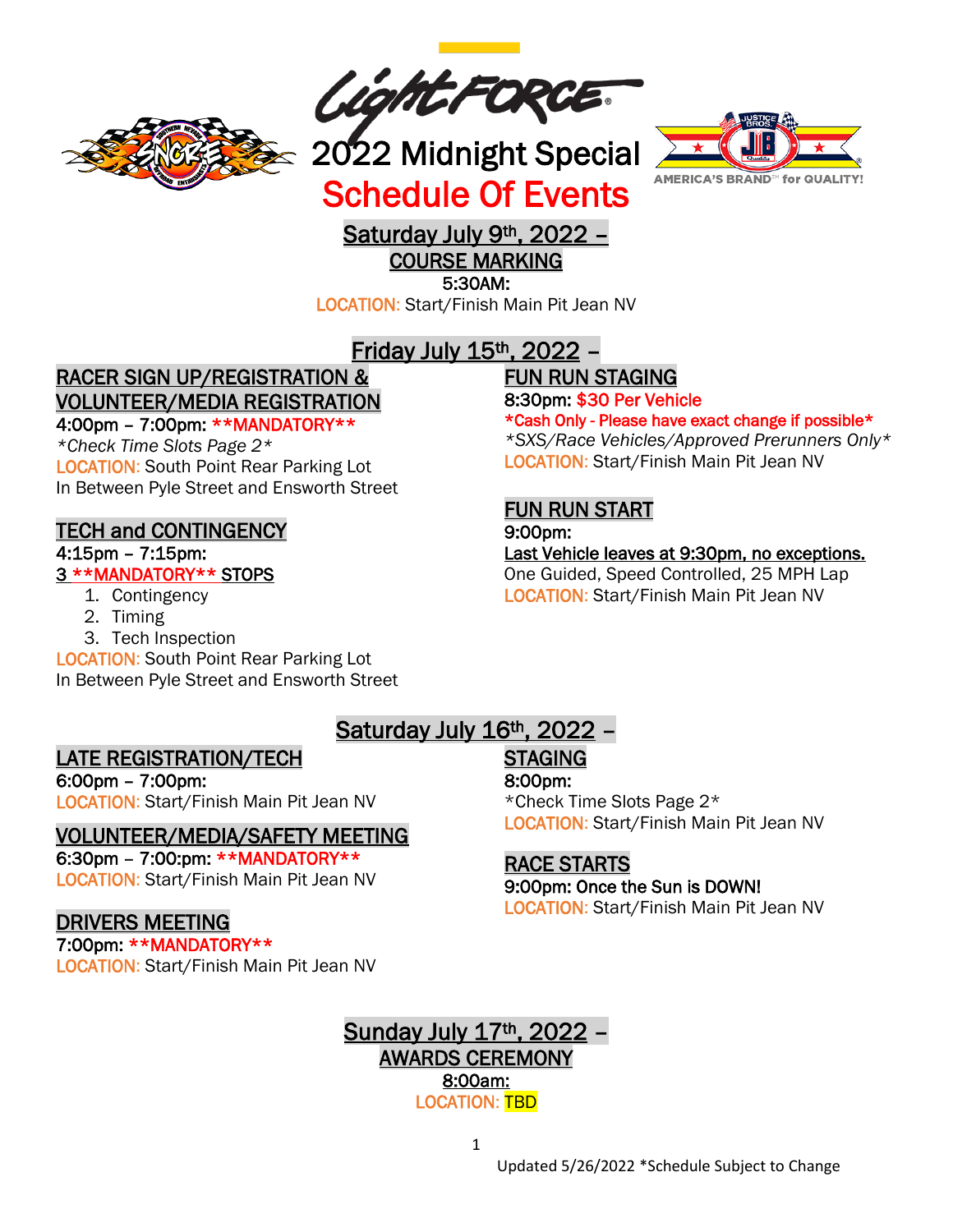LightFORCE®

# 2022 Midnight Special
# Schedule Of Events

AMERICA'S BRAND™ for QUALITY!

## Saturday July 9th, 2022 –

### COURSE MARKING

**5:30AM:**
LOCATION: Start/Finish Main Pit Jean NV

## Friday July 15th, 2022 –

### RACER SIGN UP/REGISTRATION & VOLUNTEER/MEDIA REGISTRATION

**4:00pm – 7:00pm: **MANDATORY****
*\*Check Time Slots Page 2\**
LOCATION: South Point Rear Parking Lot
In Between Pyle Street and Ensworth Street

### TECH and CONTINGENCY

**4:15pm – 7:15pm:**
**3 **MANDATORY** STOPS**

1. Contingency
2. Timing
3. Tech Inspection

LOCATION: South Point Rear Parking Lot
In Between Pyle Street and Ensworth Street

### FUN RUN STAGING

**8:30pm: $30 Per Vehicle**
***Cash Only - Please have exact change if possible****
*\*SXS/Race Vehicles/Approved Prerunners Only\**
LOCATION: Start/Finish Main Pit Jean NV

### FUN RUN START

**9:00pm:**
Last Vehicle leaves at 9:30pm, no exceptions.
One Guided, Speed Controlled, 25 MPH Lap
LOCATION: Start/Finish Main Pit Jean NV

## Saturday July 16th, 2022 –

### LATE REGISTRATION/TECH

**6:00pm – 7:00pm:**
LOCATION: Start/Finish Main Pit Jean NV

### VOLUNTEER/MEDIA/SAFETY MEETING

**6:30pm – 7:00:pm: **MANDATORY****
LOCATION: Start/Finish Main Pit Jean NV

### DRIVERS MEETING

**7:00pm: **MANDATORY****
LOCATION: Start/Finish Main Pit Jean NV

### STAGING

**8:00pm:**
\*Check Time Slots Page 2\*
LOCATION: Start/Finish Main Pit Jean NV

### RACE STARTS

**9:00pm: Once the Sun is DOWN!**
LOCATION: Start/Finish Main Pit Jean NV

## Sunday July 17th, 2022 –

### AWARDS CEREMONY

**8:00am:**
LOCATION: TBD

Updated 5/26/2022 *Schedule Subject to Change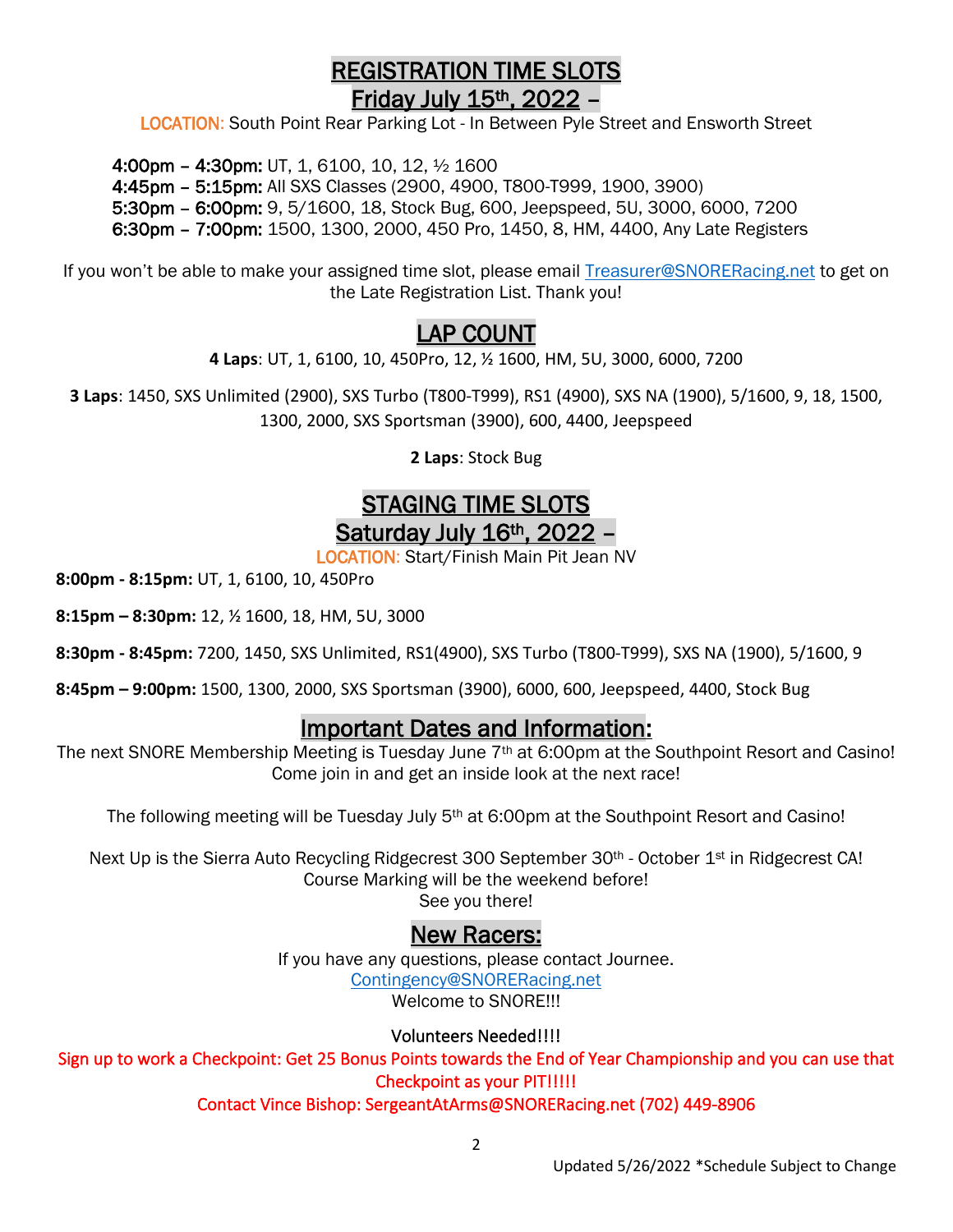# REGISTRATION TIME SLOTS
## Friday July 15th, 2022 –

LOCATION: South Point Rear Parking Lot - In Between Pyle Street and Ensworth Street

**4:00pm – 4:30pm:** UT, 1, 6100, 10, 12, ½ 1600
**4:45pm – 5:15pm:** All SXS Classes (2900, 4900, T800-T999, 1900, 3900)
**5:30pm – 6:00pm:** 9, 5/1600, 18, Stock Bug, 600, Jeepspeed, 5U, 3000, 6000, 7200
**6:30pm – 7:00pm:** 1500, 1300, 2000, 450 Pro, 1450, 8, HM, 4400, Any Late Registers

If you won't be able to make your assigned time slot, please email Treasurer@SNORERacing.net to get on the Late Registration List. Thank you!

# LAP COUNT

**4 Laps**: UT, 1, 6100, 10, 450Pro, 12, ½ 1600, HM, 5U, 3000, 6000, 7200

**3 Laps**: 1450, SXS Unlimited (2900), SXS Turbo (T800-T999), RS1 (4900), SXS NA (1900), 5/1600, 9, 18, 1500, 1300, 2000, SXS Sportsman (3900), 600, 4400, Jeepspeed

**2 Laps**: Stock Bug

# STAGING TIME SLOTS
## Saturday July 16th, 2022 –

LOCATION: Start/Finish Main Pit Jean NV

**8:00pm - 8:15pm:** UT, 1, 6100, 10, 450Pro

**8:15pm – 8:30pm:** 12, ½ 1600, 18, HM, 5U, 3000

**8:30pm - 8:45pm:** 7200, 1450, SXS Unlimited, RS1(4900), SXS Turbo (T800-T999), SXS NA (1900), 5/1600, 9

**8:45pm – 9:00pm:** 1500, 1300, 2000, SXS Sportsman (3900), 6000, 600, Jeepspeed, 4400, Stock Bug

# Important Dates and Information:

The next SNORE Membership Meeting is Tuesday June 7th at 6:00pm at the Southpoint Resort and Casino! Come join in and get an inside look at the next race!

The following meeting will be Tuesday July 5th at 6:00pm at the Southpoint Resort and Casino!

Next Up is the Sierra Auto Recycling Ridgecrest 300 September 30th - October 1st in Ridgecrest CA!
Course Marking will be the weekend before!
See you there!

# New Racers:

If you have any questions, please contact Journee.
Contingency@SNORERacing.net
Welcome to SNORE!!!

Volunteers Needed!!!!

Sign up to work a Checkpoint: Get 25 Bonus Points towards the End of Year Championship and you can use that Checkpoint as your PIT!!!!!

Contact Vince Bishop: SergeantAtArms@SNORERacing.net (702) 449-8906

Updated 5/26/2022 *Schedule Subject to Change